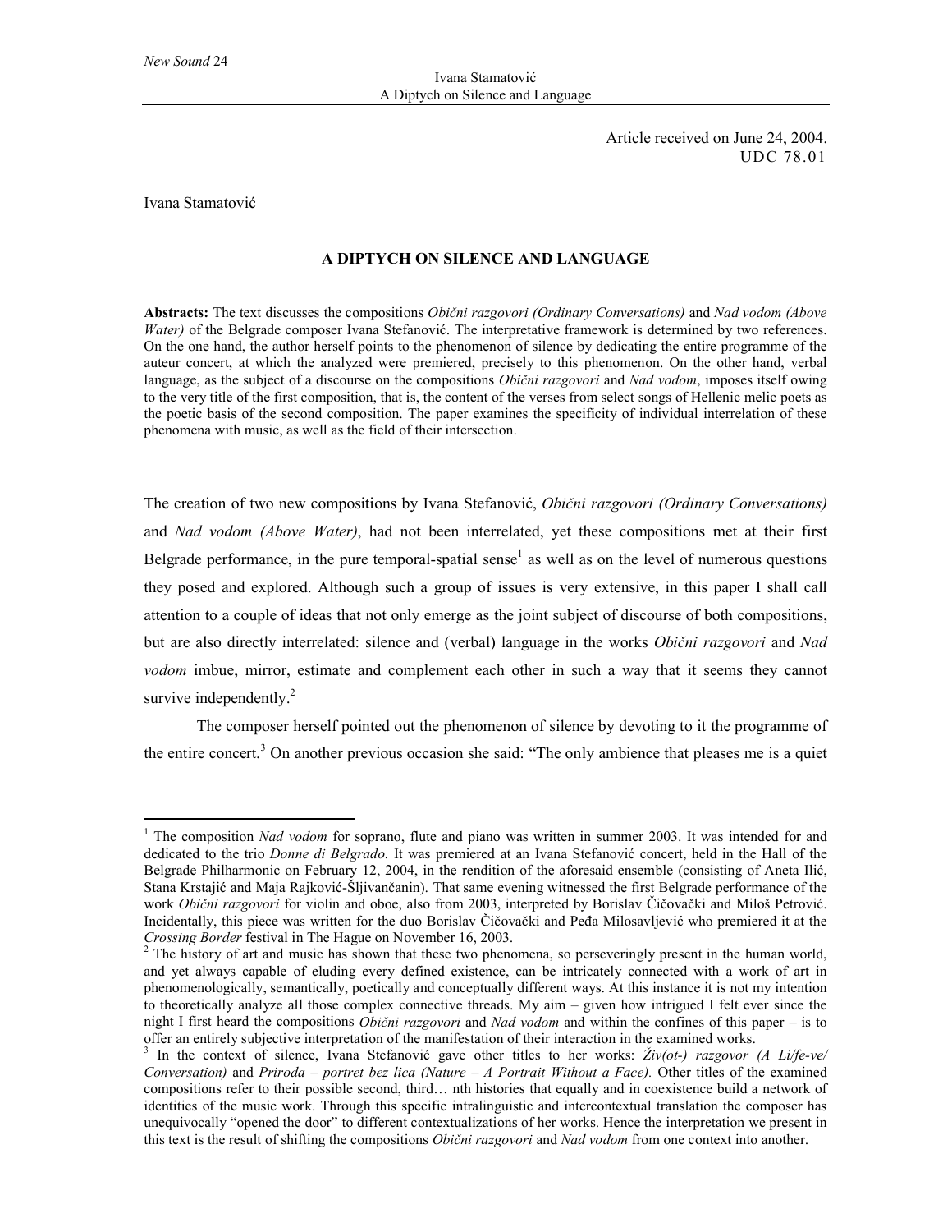Article received on June 24, 2004.
UDC 78.01

Ivana Stamatović

## A DIPTYCH ON SILENCE AND LANGUAGE

**Abstracts:** The text discusses the compositions *Obični razgovori (Ordinary Conversations)* and *Nad vodom (Above Water)* of the Belgrade composer Ivana Stefanović. The interpretative framework is determined by two references. On the one hand, the author herself points to the phenomenon of silence by dedicating the entire programme of the auteur concert, at which the analyzed were premiered, precisely to this phenomenon. On the other hand, verbal language, as the subject of a discourse on the compositions *Obični razgovori* and *Nad vodom*, imposes itself owing to the very title of the first composition, that is, the content of the verses from select songs of Hellenic melic poets as the poetic basis of the second composition. The paper examines the specificity of individual interrelation of these phenomena with music, as well as the field of their intersection.

The creation of two new compositions by Ivana Stefanović, *Obični razgovori (Ordinary Conversations)* and *Nad vodom (Above Water)*, had not been interrelated, yet these compositions met at their first Belgrade performance, in the pure temporal-spatial sense[1] as well as on the level of numerous questions they posed and explored. Although such a group of issues is very extensive, in this paper I shall call attention to a couple of ideas that not only emerge as the joint subject of discourse of both compositions, but are also directly interrelated: silence and (verbal) language in the works *Obični razgovori* and *Nad vodom* imbue, mirror, estimate and complement each other in such a way that it seems they cannot survive independently.[2]

The composer herself pointed out the phenomenon of silence by devoting to it the programme of the entire concert.[3] On another previous occasion she said: "The only ambience that pleases me is a quiet

---

[1] The composition *Nad vodom* for soprano, flute and piano was written in summer 2003. It was intended for and dedicated to the trio *Donne di Belgrado.* It was premiered at an Ivana Stefanović concert, held in the Hall of the Belgrade Philharmonic on February 12, 2004, in the rendition of the aforesaid ensemble (consisting of Aneta Ilić, Stana Krstajić and Maja Rajković-Šljivančanin). That same evening witnessed the first Belgrade performance of the work *Obični razgovori* for violin and oboe, also from 2003, interpreted by Borislav Čičovački and Miloš Petrović. Incidentally, this piece was written for the duo Borislav Čičovački and Peđa Milosavljević who premiered it at the *Crossing Border* festival in The Hague on November 16, 2003.

[2] The history of art and music has shown that these two phenomena, so perseveringly present in the human world, and yet always capable of eluding every defined existence, can be intricately connected with a work of art in phenomenologically, semantically, poetically and conceptually different ways. At this instance it is not my intention to theoretically analyze all those complex connective threads. My aim – given how intrigued I felt ever since the night I first heard the compositions *Obični razgovori* and *Nad vodom* and within the confines of this paper – is to offer an entirely subjective interpretation of the manifestation of their interaction in the examined works.

[3] In the context of silence, Ivana Stefanović gave other titles to her works: *Živ(ot-) razgovor (A Li/fe-ve/ Conversation)* and *Priroda – portret bez lica (Nature – A Portrait Without a Face).* Other titles of the examined compositions refer to their possible second, third… nth histories that equally and in coexistence build a network of identities of the music work. Through this specific intralinguistic and intercontextual translation the composer has unequivocally "opened the door" to different contextualizations of her works. Hence the interpretation we present in this text is the result of shifting the compositions *Obični razgovori* and *Nad vodom* from one context into another.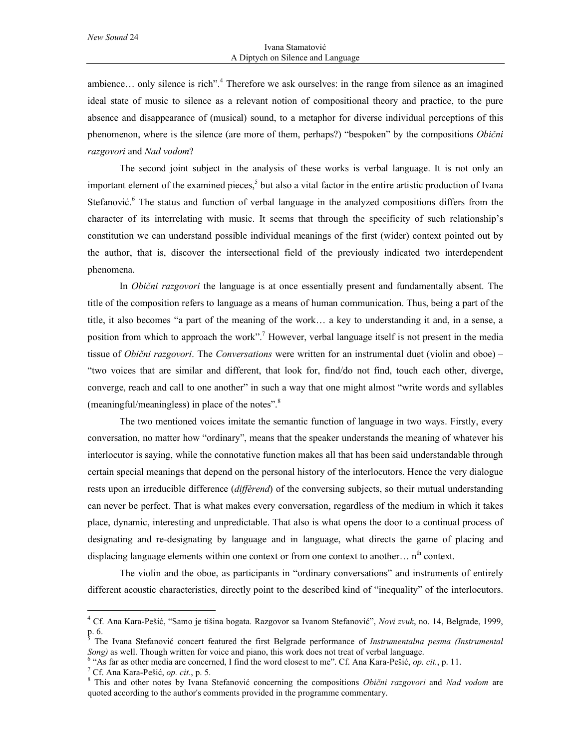ambience… only silence is rich".[4] Therefore we ask ourselves: in the range from silence as an imagined ideal state of music to silence as a relevant notion of compositional theory and practice, to the pure absence and disappearance of (musical) sound, to a metaphor for diverse individual perceptions of this phenomenon, where is the silence (are more of them, perhaps?) "bespoken" by the compositions *Obični razgovori* and *Nad vodom*?

The second joint subject in the analysis of these works is verbal language. It is not only an important element of the examined pieces,[5] but also a vital factor in the entire artistic production of Ivana Stefanović.[6] The status and function of verbal language in the analyzed compositions differs from the character of its interrelating with music. It seems that through the specificity of such relationship's constitution we can understand possible individual meanings of the first (wider) context pointed out by the author, that is, discover the intersectional field of the previously indicated two interdependent phenomena.

In *Obični razgovori* the language is at once essentially present and fundamentally absent. The title of the composition refers to language as a means of human communication. Thus, being a part of the title, it also becomes "a part of the meaning of the work… a key to understanding it and, in a sense, a position from which to approach the work".[7] However, verbal language itself is not present in the media tissue of *Obični razgovori*. The *Conversations* were written for an instrumental duet (violin and oboe) – "two voices that are similar and different, that look for, find/do not find, touch each other, diverge, converge, reach and call to one another" in such a way that one might almost "write words and syllables (meaningful/meaningless) in place of the notes".[8]

The two mentioned voices imitate the semantic function of language in two ways. Firstly, every conversation, no matter how "ordinary", means that the speaker understands the meaning of whatever his interlocutor is saying, while the connotative function makes all that has been said understandable through certain special meanings that depend on the personal history of the interlocutors. Hence the very dialogue rests upon an irreducible difference (*différend*) of the conversing subjects, so their mutual understanding can never be perfect. That is what makes every conversation, regardless of the medium in which it takes place, dynamic, interesting and unpredictable. That also is what opens the door to a continual process of designating and re-designating by language and in language, what directs the game of placing and displacing language elements within one context or from one context to another… n[th] context.

The violin and the oboe, as participants in "ordinary conversations" and instruments of entirely different acoustic characteristics, directly point to the described kind of "inequality" of the interlocutors.

---

[4] Cf. Ana Kara-Pešić, "Samo je tišina bogata. Razgovor sa Ivanom Stefanović", *Novi zvuk*, no. 14, Belgrade, 1999, p. 6.

[5] The Ivana Stefanović concert featured the first Belgrade performance of *Instrumentalna pesma (Instrumental Song)* as well. Though written for voice and piano, this work does not treat of verbal language.

[6] "As far as other media are concerned, I find the word closest to me". Cf. Ana Kara-Pešić, *op. cit.*, p. 11.

[7] Cf. Ana Kara-Pešić, *op. cit.*, p. 5.

[8] This and other notes by Ivana Stefanović concerning the compositions *Obični razgovori* and *Nad vodom* are quoted according to the author's comments provided in the programme commentary.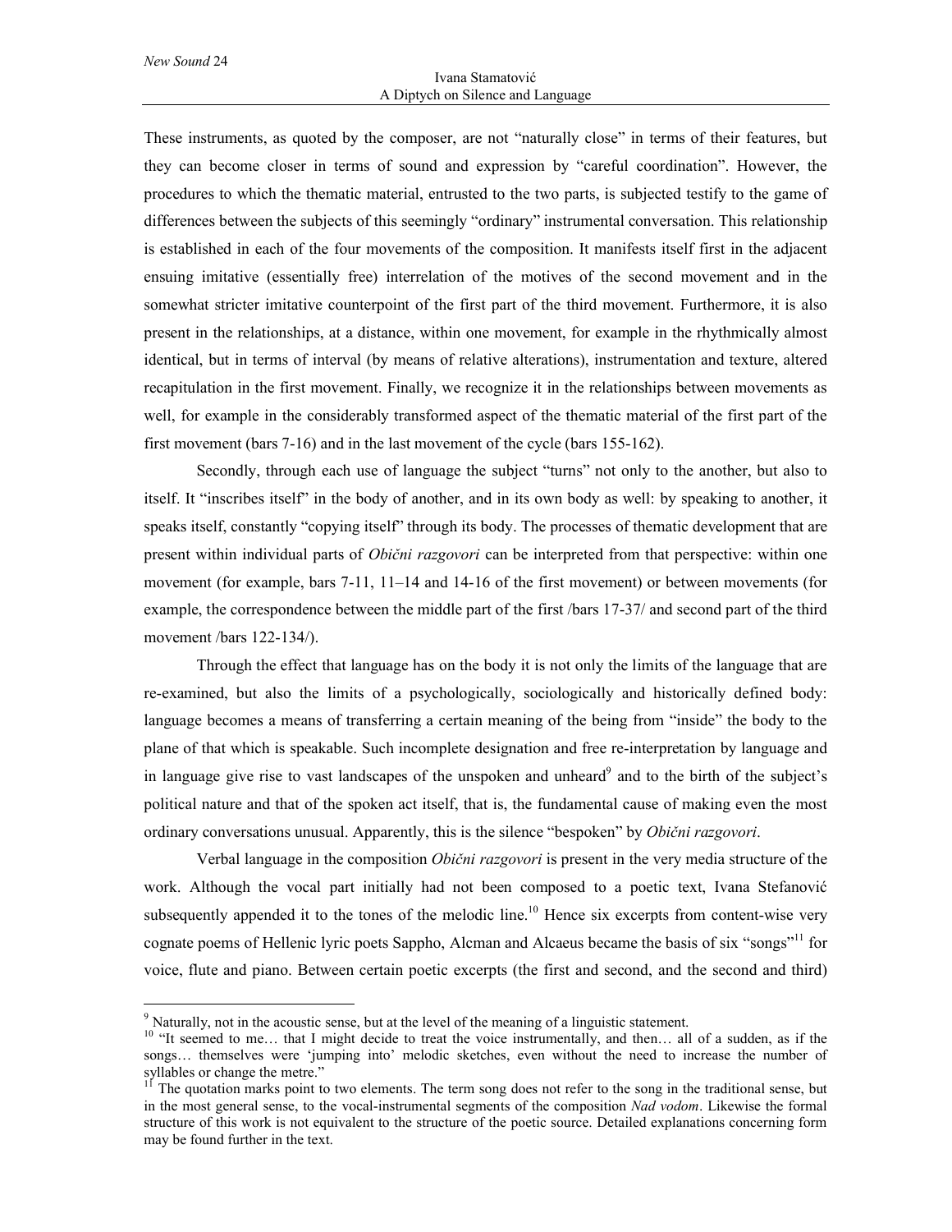These instruments, as quoted by the composer, are not "naturally close" in terms of their features, but they can become closer in terms of sound and expression by "careful coordination". However, the procedures to which the thematic material, entrusted to the two parts, is subjected testify to the game of differences between the subjects of this seemingly "ordinary" instrumental conversation. This relationship is established in each of the four movements of the composition. It manifests itself first in the adjacent ensuing imitative (essentially free) interrelation of the motives of the second movement and in the somewhat stricter imitative counterpoint of the first part of the third movement. Furthermore, it is also present in the relationships, at a distance, within one movement, for example in the rhythmically almost identical, but in terms of interval (by means of relative alterations), instrumentation and texture, altered recapitulation in the first movement. Finally, we recognize it in the relationships between movements as well, for example in the considerably transformed aspect of the thematic material of the first part of the first movement (bars 7-16) and in the last movement of the cycle (bars 155-162).

Secondly, through each use of language the subject "turns" not only to the another, but also to itself. It "inscribes itself" in the body of another, and in its own body as well: by speaking to another, it speaks itself, constantly "copying itself" through its body. The processes of thematic development that are present within individual parts of *Obični razgovori* can be interpreted from that perspective: within one movement (for example, bars 7-11, 11–14 and 14-16 of the first movement) or between movements (for example, the correspondence between the middle part of the first /bars 17-37/ and second part of the third movement /bars 122-134/).

Through the effect that language has on the body it is not only the limits of the language that are re-examined, but also the limits of a psychologically, sociologically and historically defined body: language becomes a means of transferring a certain meaning of the being from "inside" the body to the plane of that which is speakable. Such incomplete designation and free re-interpretation by language and in language give rise to vast landscapes of the unspoken and unheard[9] and to the birth of the subject's political nature and that of the spoken act itself, that is, the fundamental cause of making even the most ordinary conversations unusual. Apparently, this is the silence "bespoken" by *Obični razgovori*.

Verbal language in the composition *Obični razgovori* is present in the very media structure of the work. Although the vocal part initially had not been composed to a poetic text, Ivana Stefanović subsequently appended it to the tones of the melodic line.[10] Hence six excerpts from content-wise very cognate poems of Hellenic lyric poets Sappho, Alcman and Alcaeus became the basis of six "songs"[11] for voice, flute and piano. Between certain poetic excerpts (the first and second, and the second and third)

---

[9] Naturally, not in the acoustic sense, but at the level of the meaning of a linguistic statement.

[10] "It seemed to me… that I might decide to treat the voice instrumentally, and then… all of a sudden, as if the songs… themselves were 'jumping into' melodic sketches, even without the need to increase the number of syllables or change the metre."

[11] The quotation marks point to two elements. The term song does not refer to the song in the traditional sense, but in the most general sense, to the vocal-instrumental segments of the composition *Nad vodom*. Likewise the formal structure of this work is not equivalent to the structure of the poetic source. Detailed explanations concerning form may be found further in the text.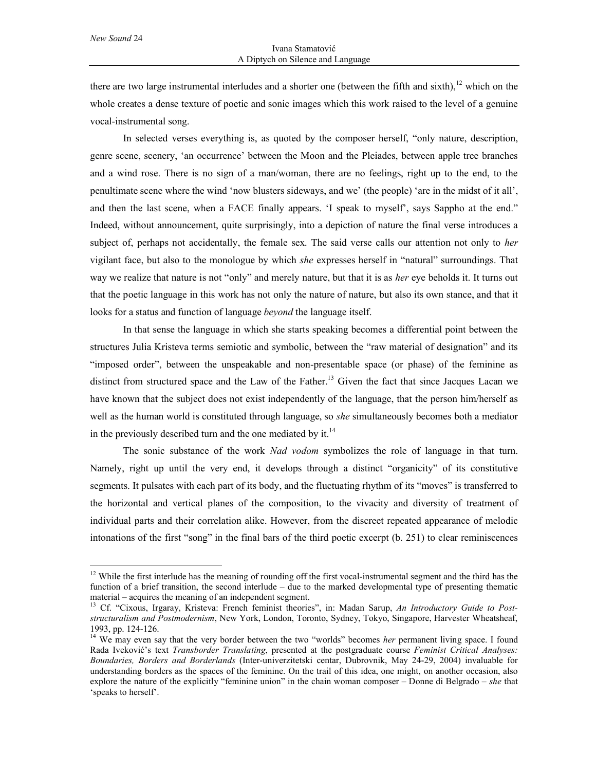there are two large instrumental interludes and a shorter one (between the fifth and sixth),[12] which on the whole creates a dense texture of poetic and sonic images which this work raised to the level of a genuine vocal-instrumental song.

In selected verses everything is, as quoted by the composer herself, "only nature, description, genre scene, scenery, 'an occurrence' between the Moon and the Pleiades, between apple tree branches and a wind rose. There is no sign of a man/woman, there are no feelings, right up to the end, to the penultimate scene where the wind 'now blusters sideways, and we' (the people) 'are in the midst of it all', and then the last scene, when a FACE finally appears. 'I speak to myself', says Sappho at the end." Indeed, without announcement, quite surprisingly, into a depiction of nature the final verse introduces a subject of, perhaps not accidentally, the female sex. The said verse calls our attention not only to *her* vigilant face, but also to the monologue by which *she* expresses herself in "natural" surroundings. That way we realize that nature is not "only" and merely nature, but that it is as *her* eye beholds it. It turns out that the poetic language in this work has not only the nature of nature, but also its own stance, and that it looks for a status and function of language *beyond* the language itself.

In that sense the language in which she starts speaking becomes a differential point between the structures Julia Kristeva terms semiotic and symbolic, between the "raw material of designation" and its "imposed order", between the unspeakable and non-presentable space (or phase) of the feminine as distinct from structured space and the Law of the Father.[13] Given the fact that since Jacques Lacan we have known that the subject does not exist independently of the language, that the person him/herself as well as the human world is constituted through language, so *she* simultaneously becomes both a mediator in the previously described turn and the one mediated by it.[14]

The sonic substance of the work *Nad vodom* symbolizes the role of language in that turn. Namely, right up until the very end, it develops through a distinct "organicity" of its constitutive segments. It pulsates with each part of its body, and the fluctuating rhythm of its "moves" is transferred to the horizontal and vertical planes of the composition, to the vivacity and diversity of treatment of individual parts and their correlation alike. However, from the discreet repeated appearance of melodic intonations of the first "song" in the final bars of the third poetic excerpt (b. 251) to clear reminiscences

---

[12] While the first interlude has the meaning of rounding off the first vocal-instrumental segment and the third has the function of a brief transition, the second interlude – due to the marked developmental type of presenting thematic material – acquires the meaning of an independent segment.

[13] Cf. "Cixous, Irgaray, Kristeva: French feminist theories", in: Madan Sarup, *An Introductory Guide to Post-structuralism and Postmodernism*, New York, London, Toronto, Sydney, Tokyo, Singapore, Harvester Wheatsheaf, 1993, pp. 124-126.

[14] We may even say that the very border between the two "worlds" becomes *her* permanent living space. I found Rada Iveković's text *Transborder Translating*, presented at the postgraduate course *Feminist Critical Analyses: Boundaries, Borders and Borderlands* (Inter-univerzitetski centar, Dubrovnik, May 24-29, 2004) invaluable for understanding borders as the spaces of the feminine. On the trail of this idea, one might, on another occasion, also explore the nature of the explicitly "feminine union" in the chain woman composer – Donne di Belgrado – *she* that 'speaks to herself'.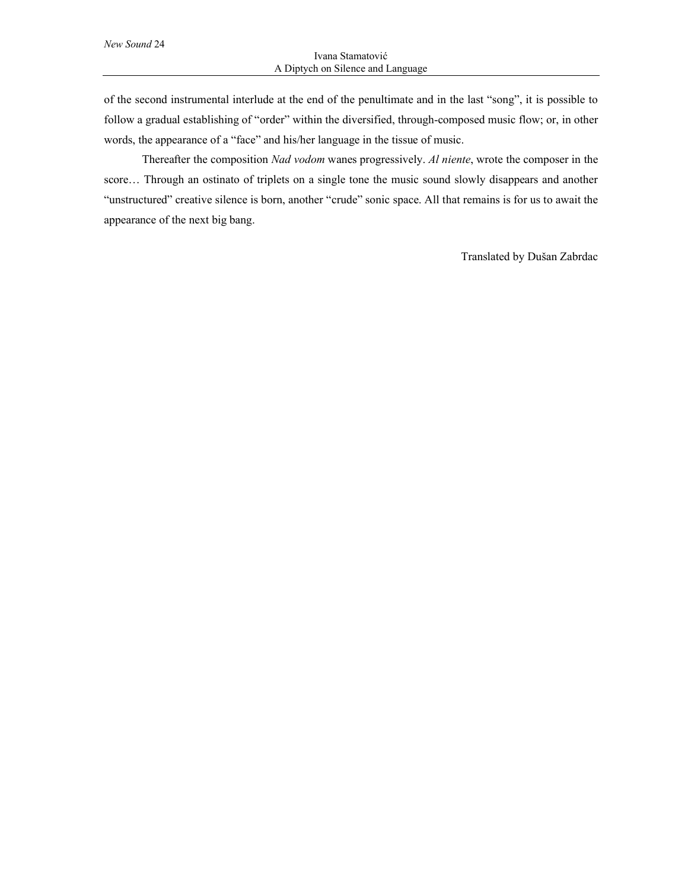of the second instrumental interlude at the end of the penultimate and in the last "song", it is possible to follow a gradual establishing of "order" within the diversified, through-composed music flow; or, in other words, the appearance of a "face" and his/her language in the tissue of music.

Thereafter the composition *Nad vodom* wanes progressively. *Al niente*, wrote the composer in the score… Through an ostinato of triplets on a single tone the music sound slowly disappears and another "unstructured" creative silence is born, another "crude" sonic space. All that remains is for us to await the appearance of the next big bang.

Translated by Dušan Zabrdac